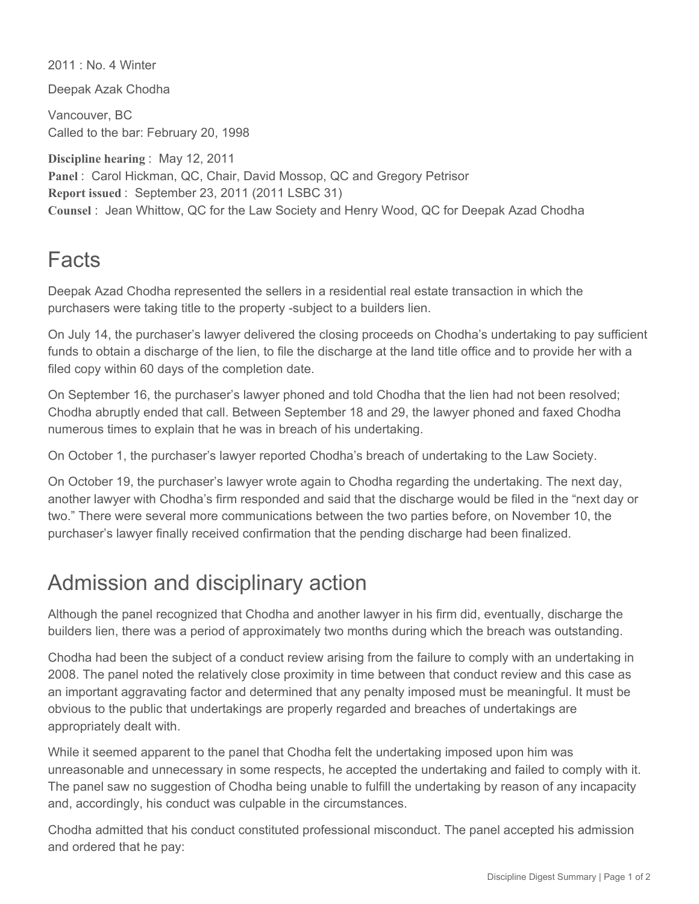2011 : No. 4 Winter

Deepak Azak Chodha

Vancouver, BC
Called to the bar: February 20, 1998

**Discipline hearing** : May 12, 2011
**Panel** : Carol Hickman, QC, Chair, David Mossop, QC and Gregory Petrisor
**Report issued** : September 23, 2011 (2011 LSBC 31)
**Counsel** : Jean Whittow, QC for the Law Society and Henry Wood, QC for Deepak Azad Chodha

## Facts

Deepak Azad Chodha represented the sellers in a residential real estate transaction in which the purchasers were taking title to the property -subject to a builders lien.

On July 14, the purchaser's lawyer delivered the closing proceeds on Chodha's undertaking to pay sufficient funds to obtain a discharge of the lien, to file the discharge at the land title office and to provide her with a filed copy within 60 days of the completion date.

On September 16, the purchaser's lawyer phoned and told Chodha that the lien had not been resolved; Chodha abruptly ended that call. Between September 18 and 29, the lawyer phoned and faxed Chodha numerous times to explain that he was in breach of his undertaking.

On October 1, the purchaser's lawyer reported Chodha's breach of undertaking to the Law Society.

On October 19, the purchaser's lawyer wrote again to Chodha regarding the undertaking. The next day, another lawyer with Chodha's firm responded and said that the discharge would be filed in the "next day or two." There were several more communications between the two parties before, on November 10, the purchaser's lawyer finally received confirmation that the pending discharge had been finalized.

## Admission and disciplinary action

Although the panel recognized that Chodha and another lawyer in his firm did, eventually, discharge the builders lien, there was a period of approximately two months during which the breach was outstanding.

Chodha had been the subject of a conduct review arising from the failure to comply with an undertaking in 2008. The panel noted the relatively close proximity in time between that conduct review and this case as an important aggravating factor and determined that any penalty imposed must be meaningful. It must be obvious to the public that undertakings are properly regarded and breaches of undertakings are appropriately dealt with.

While it seemed apparent to the panel that Chodha felt the undertaking imposed upon him was unreasonable and unnecessary in some respects, he accepted the undertaking and failed to comply with it. The panel saw no suggestion of Chodha being unable to fulfill the undertaking by reason of any incapacity and, accordingly, his conduct was culpable in the circumstances.

Chodha admitted that his conduct constituted professional misconduct. The panel accepted his admission and ordered that he pay: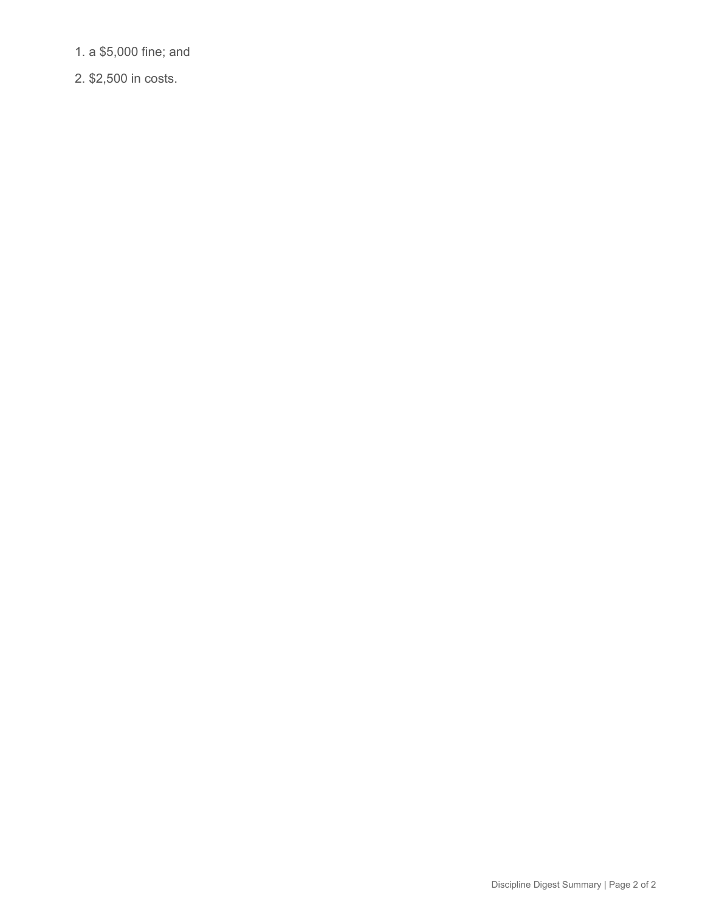1. a $5,000 fine; and
2. $2,500 in costs.